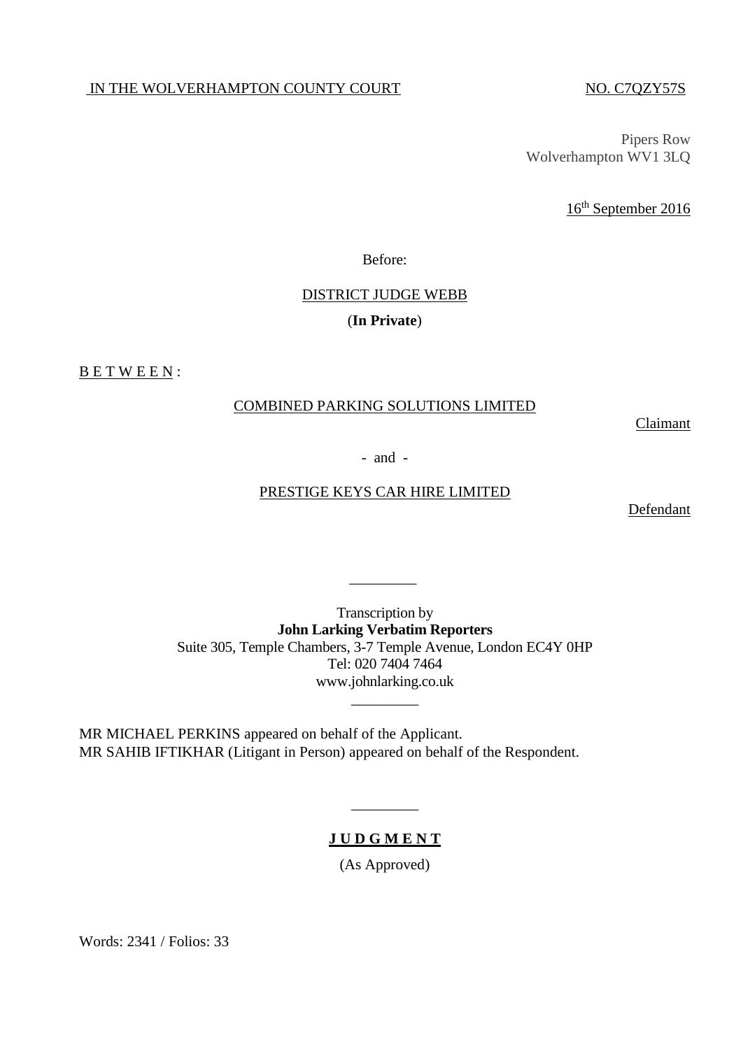IN THE WOLVERHAMPTON COUNTY COURT NO. C7QZY57S

Pipers Row
Wolverhampton WV1 3LQ

16th September 2016

Before:

DISTRICT JUDGE WEBB

(**In Private**)

B E T W E E N :

COMBINED PARKING SOLUTIONS LIMITED

Claimant

- and -

PRESTIGE KEYS CAR HIRE LIMITED

Defendant

---

Transcription by
**John Larking Verbatim Reporters**
Suite 305, Temple Chambers, 3-7 Temple Avenue, London EC4Y 0HP
Tel: 020 7404 7464
www.johnlarking.co.uk

---

MR MICHAEL PERKINS appeared on behalf of the Applicant.
MR SAHIB IFTIKHAR (Litigant in Person) appeared on behalf of the Respondent.

---

**J U D G M E N T**

(As Approved)

Words: 2341 / Folios: 33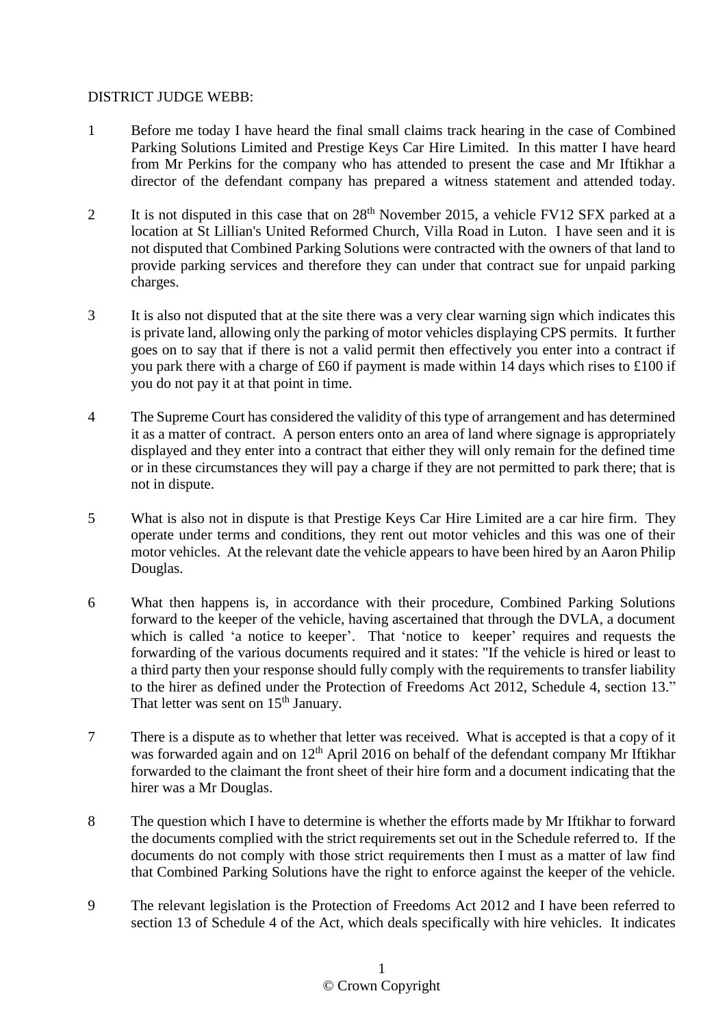DISTRICT JUDGE WEBB:

1 Before me today I have heard the final small claims track hearing in the case of Combined Parking Solutions Limited and Prestige Keys Car Hire Limited. In this matter I have heard from Mr Perkins for the company who has attended to present the case and Mr Iftikhar a director of the defendant company has prepared a witness statement and attended today.

2 It is not disputed in this case that on 28th November 2015, a vehicle FV12 SFX parked at a location at St Lillian's United Reformed Church, Villa Road in Luton. I have seen and it is not disputed that Combined Parking Solutions were contracted with the owners of that land to provide parking services and therefore they can under that contract sue for unpaid parking charges.

3 It is also not disputed that at the site there was a very clear warning sign which indicates this is private land, allowing only the parking of motor vehicles displaying CPS permits. It further goes on to say that if there is not a valid permit then effectively you enter into a contract if you park there with a charge of £60 if payment is made within 14 days which rises to £100 if you do not pay it at that point in time.

4 The Supreme Court has considered the validity of this type of arrangement and has determined it as a matter of contract. A person enters onto an area of land where signage is appropriately displayed and they enter into a contract that either they will only remain for the defined time or in these circumstances they will pay a charge if they are not permitted to park there; that is not in dispute.

5 What is also not in dispute is that Prestige Keys Car Hire Limited are a car hire firm. They operate under terms and conditions, they rent out motor vehicles and this was one of their motor vehicles. At the relevant date the vehicle appears to have been hired by an Aaron Philip Douglas.

6 What then happens is, in accordance with their procedure, Combined Parking Solutions forward to the keeper of the vehicle, having ascertained that through the DVLA, a document which is called 'a notice to keeper'. That 'notice to keeper' requires and requests the forwarding of the various documents required and it states: "If the vehicle is hired or least to a third party then your response should fully comply with the requirements to transfer liability to the hirer as defined under the Protection of Freedoms Act 2012, Schedule 4, section 13." That letter was sent on 15th January.

7 There is a dispute as to whether that letter was received. What is accepted is that a copy of it was forwarded again and on 12th April 2016 on behalf of the defendant company Mr Iftikhar forwarded to the claimant the front sheet of their hire form and a document indicating that the hirer was a Mr Douglas.

8 The question which I have to determine is whether the efforts made by Mr Iftikhar to forward the documents complied with the strict requirements set out in the Schedule referred to. If the documents do not comply with those strict requirements then I must as a matter of law find that Combined Parking Solutions have the right to enforce against the keeper of the vehicle.

9 The relevant legislation is the Protection of Freedoms Act 2012 and I have been referred to section 13 of Schedule 4 of the Act, which deals specifically with hire vehicles. It indicates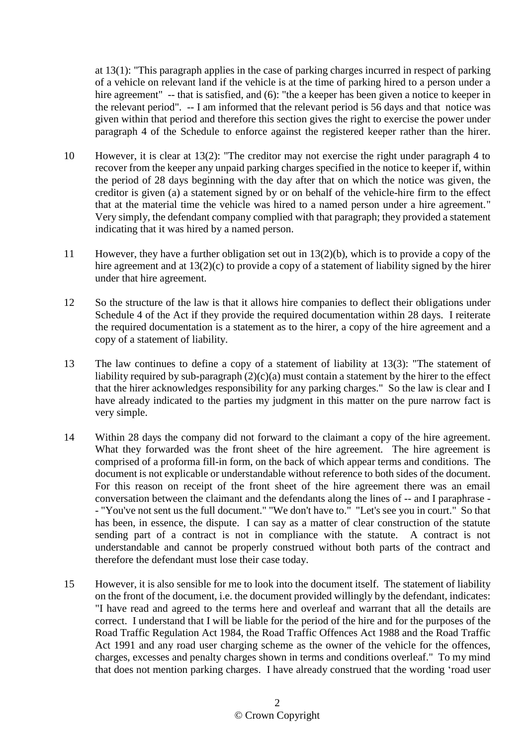at 13(1): "This paragraph applies in the case of parking charges incurred in respect of parking of a vehicle on relevant land if the vehicle is at the time of parking hired to a person under a hire agreement" -- that is satisfied, and (6): "the a keeper has been given a notice to keeper in the relevant period". -- I am informed that the relevant period is 56 days and that notice was given within that period and therefore this section gives the right to exercise the power under paragraph 4 of the Schedule to enforce against the registered keeper rather than the hirer.

10 However, it is clear at 13(2): "The creditor may not exercise the right under paragraph 4 to recover from the keeper any unpaid parking charges specified in the notice to keeper if, within the period of 28 days beginning with the day after that on which the notice was given, the creditor is given (a) a statement signed by or on behalf of the vehicle-hire firm to the effect that at the material time the vehicle was hired to a named person under a hire agreement." Very simply, the defendant company complied with that paragraph; they provided a statement indicating that it was hired by a named person.

11 However, they have a further obligation set out in 13(2)(b), which is to provide a copy of the hire agreement and at 13(2)(c) to provide a copy of a statement of liability signed by the hirer under that hire agreement.

12 So the structure of the law is that it allows hire companies to deflect their obligations under Schedule 4 of the Act if they provide the required documentation within 28 days. I reiterate the required documentation is a statement as to the hirer, a copy of the hire agreement and a copy of a statement of liability.

13 The law continues to define a copy of a statement of liability at 13(3): "The statement of liability required by sub-paragraph (2)(c)(a) must contain a statement by the hirer to the effect that the hirer acknowledges responsibility for any parking charges." So the law is clear and I have already indicated to the parties my judgment in this matter on the pure narrow fact is very simple.

14 Within 28 days the company did not forward to the claimant a copy of the hire agreement. What they forwarded was the front sheet of the hire agreement. The hire agreement is comprised of a proforma fill-in form, on the back of which appear terms and conditions. The document is not explicable or understandable without reference to both sides of the document. For this reason on receipt of the front sheet of the hire agreement there was an email conversation between the claimant and the defendants along the lines of -- and I paraphrase -- "You've not sent us the full document." "We don't have to." "Let's see you in court." So that has been, in essence, the dispute. I can say as a matter of clear construction of the statute sending part of a contract is not in compliance with the statute. A contract is not understandable and cannot be properly construed without both parts of the contract and therefore the defendant must lose their case today.

15 However, it is also sensible for me to look into the document itself. The statement of liability on the front of the document, i.e. the document provided willingly by the defendant, indicates: "I have read and agreed to the terms here and overleaf and warrant that all the details are correct. I understand that I will be liable for the period of the hire and for the purposes of the Road Traffic Regulation Act 1984, the Road Traffic Offences Act 1988 and the Road Traffic Act 1991 and any road user charging scheme as the owner of the vehicle for the offences, charges, excesses and penalty charges shown in terms and conditions overleaf." To my mind that does not mention parking charges. I have already construed that the wording 'road user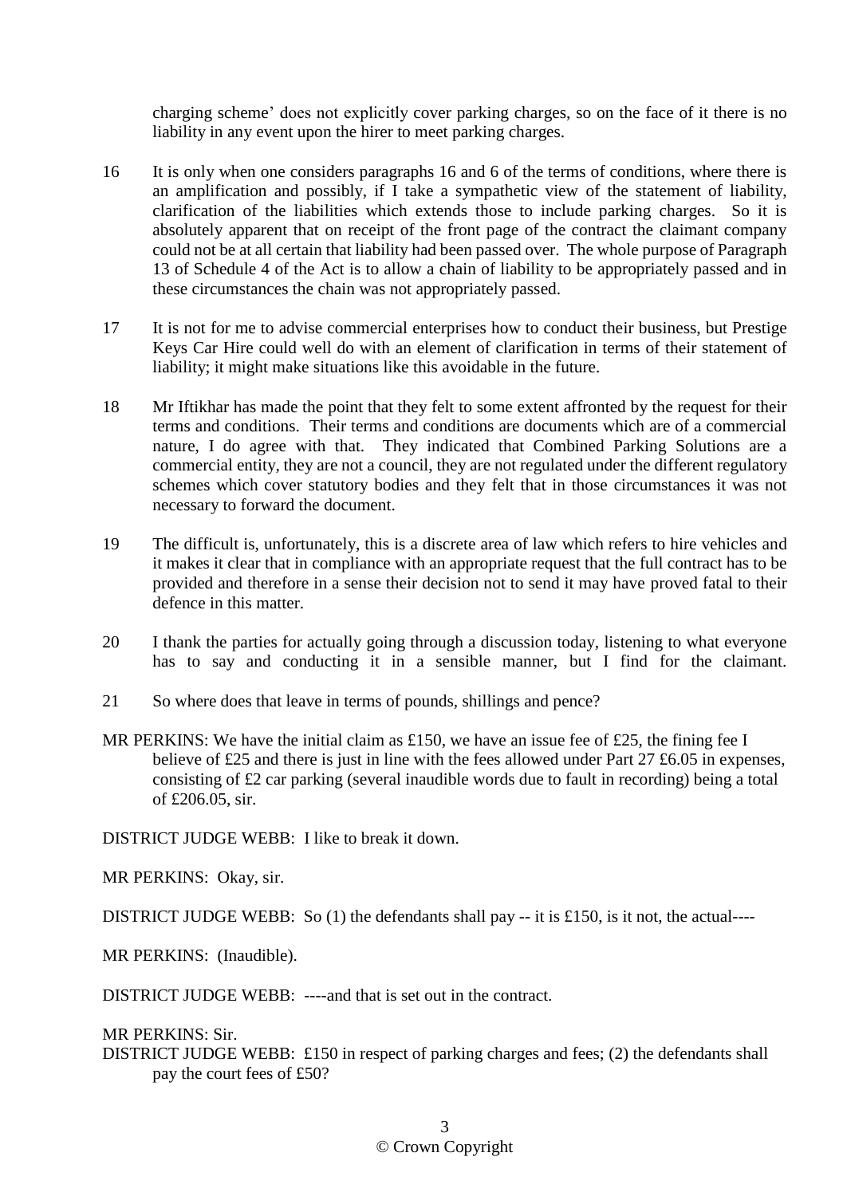charging scheme' does not explicitly cover parking charges, so on the face of it there is no liability in any event upon the hirer to meet parking charges.

16 It is only when one considers paragraphs 16 and 6 of the terms of conditions, where there is an amplification and possibly, if I take a sympathetic view of the statement of liability, clarification of the liabilities which extends those to include parking charges. So it is absolutely apparent that on receipt of the front page of the contract the claimant company could not be at all certain that liability had been passed over. The whole purpose of Paragraph 13 of Schedule 4 of the Act is to allow a chain of liability to be appropriately passed and in these circumstances the chain was not appropriately passed.

17 It is not for me to advise commercial enterprises how to conduct their business, but Prestige Keys Car Hire could well do with an element of clarification in terms of their statement of liability; it might make situations like this avoidable in the future.

18 Mr Iftikhar has made the point that they felt to some extent affronted by the request for their terms and conditions. Their terms and conditions are documents which are of a commercial nature, I do agree with that. They indicated that Combined Parking Solutions are a commercial entity, they are not a council, they are not regulated under the different regulatory schemes which cover statutory bodies and they felt that in those circumstances it was not necessary to forward the document.

19 The difficult is, unfortunately, this is a discrete area of law which refers to hire vehicles and it makes it clear that in compliance with an appropriate request that the full contract has to be provided and therefore in a sense their decision not to send it may have proved fatal to their defence in this matter.

20 I thank the parties for actually going through a discussion today, listening to what everyone has to say and conducting it in a sensible manner, but I find for the claimant.

21 So where does that leave in terms of pounds, shillings and pence?

MR PERKINS: We have the initial claim as £150, we have an issue fee of £25, the fining fee I believe of £25 and there is just in line with the fees allowed under Part 27 £6.05 in expenses, consisting of £2 car parking (several inaudible words due to fault in recording) being a total of £206.05, sir.

DISTRICT JUDGE WEBB: I like to break it down.

MR PERKINS: Okay, sir.

DISTRICT JUDGE WEBB: So (1) the defendants shall pay -- it is £150, is it not, the actual----

MR PERKINS: (Inaudible).

DISTRICT JUDGE WEBB: ----and that is set out in the contract.

MR PERKINS: Sir.

DISTRICT JUDGE WEBB: £150 in respect of parking charges and fees; (2) the defendants shall pay the court fees of £50?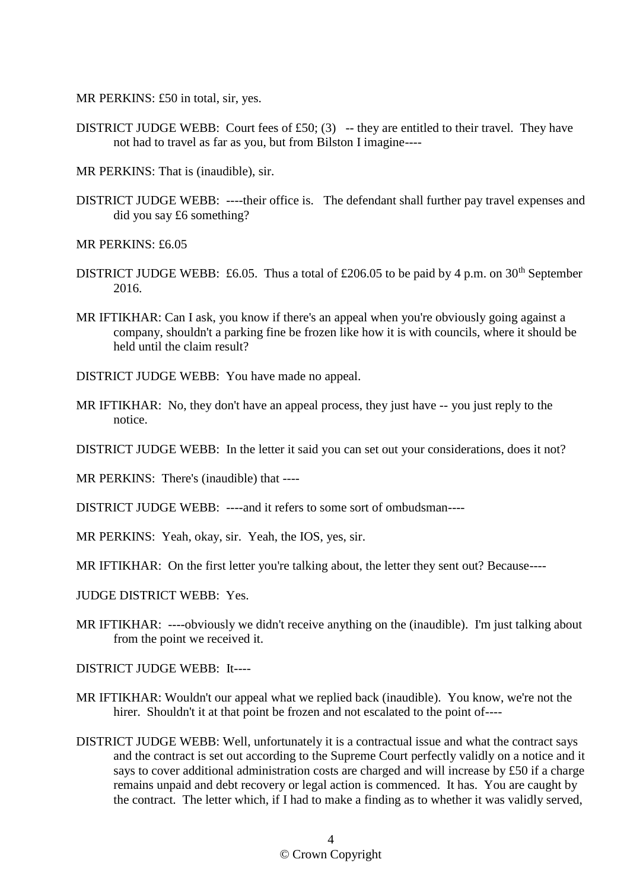MR PERKINS: £50 in total, sir, yes.

DISTRICT JUDGE WEBB: Court fees of £50; (3) -- they are entitled to their travel. They have not had to travel as far as you, but from Bilston I imagine----

MR PERKINS: That is (inaudible), sir.

DISTRICT JUDGE WEBB: ----their office is. The defendant shall further pay travel expenses and did you say £6 something?

MR PERKINS: £6.05

DISTRICT JUDGE WEBB: £6.05. Thus a total of £206.05 to be paid by 4 p.m. on 30th September 2016.

MR IFTIKHAR: Can I ask, you know if there's an appeal when you're obviously going against a company, shouldn't a parking fine be frozen like how it is with councils, where it should be held until the claim result?

DISTRICT JUDGE WEBB: You have made no appeal.

MR IFTIKHAR: No, they don't have an appeal process, they just have -- you just reply to the notice.

DISTRICT JUDGE WEBB: In the letter it said you can set out your considerations, does it not?

MR PERKINS: There's (inaudible) that ----

DISTRICT JUDGE WEBB: ----and it refers to some sort of ombudsman----

MR PERKINS: Yeah, okay, sir. Yeah, the IOS, yes, sir.

MR IFTIKHAR: On the first letter you're talking about, the letter they sent out? Because----

JUDGE DISTRICT WEBB: Yes.

MR IFTIKHAR: ----obviously we didn't receive anything on the (inaudible). I'm just talking about from the point we received it.

DISTRICT JUDGE WEBB: It----

MR IFTIKHAR: Wouldn't our appeal what we replied back (inaudible). You know, we're not the hirer. Shouldn't it at that point be frozen and not escalated to the point of----

DISTRICT JUDGE WEBB: Well, unfortunately it is a contractual issue and what the contract says and the contract is set out according to the Supreme Court perfectly validly on a notice and it says to cover additional administration costs are charged and will increase by £50 if a charge remains unpaid and debt recovery or legal action is commenced. It has. You are caught by the contract. The letter which, if I had to make a finding as to whether it was validly served,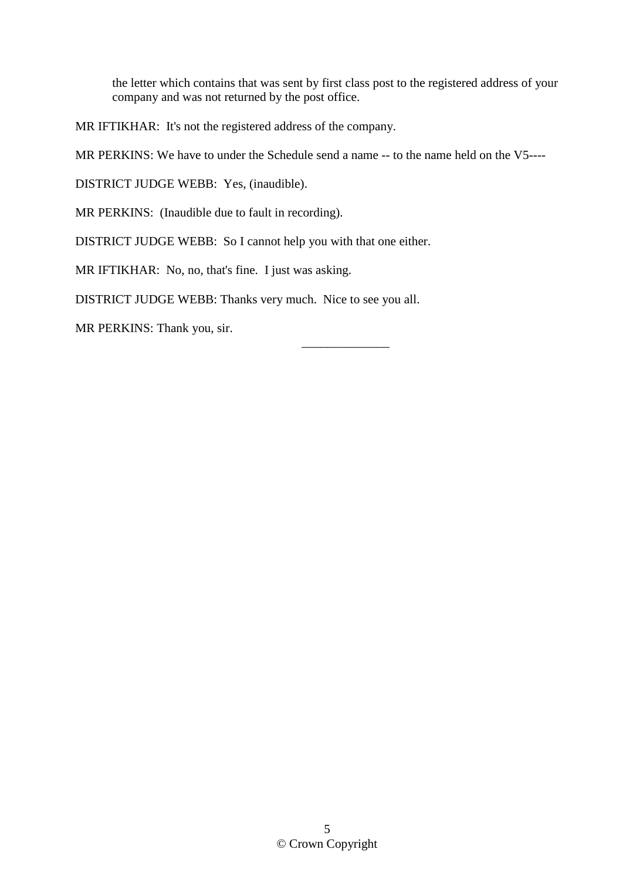the letter which contains that was sent by first class post to the registered address of your company and was not returned by the post office.

MR IFTIKHAR: It's not the registered address of the company.

MR PERKINS: We have to under the Schedule send a name -- to the name held on the V5----

DISTRICT JUDGE WEBB: Yes, (inaudible).

MR PERKINS: (Inaudible due to fault in recording).

DISTRICT JUDGE WEBB: So I cannot help you with that one either.

MR IFTIKHAR: No, no, that's fine. I just was asking.

DISTRICT JUDGE WEBB: Thanks very much. Nice to see you all.

MR PERKINS: Thank you, sir.

______________

© Crown Copyright